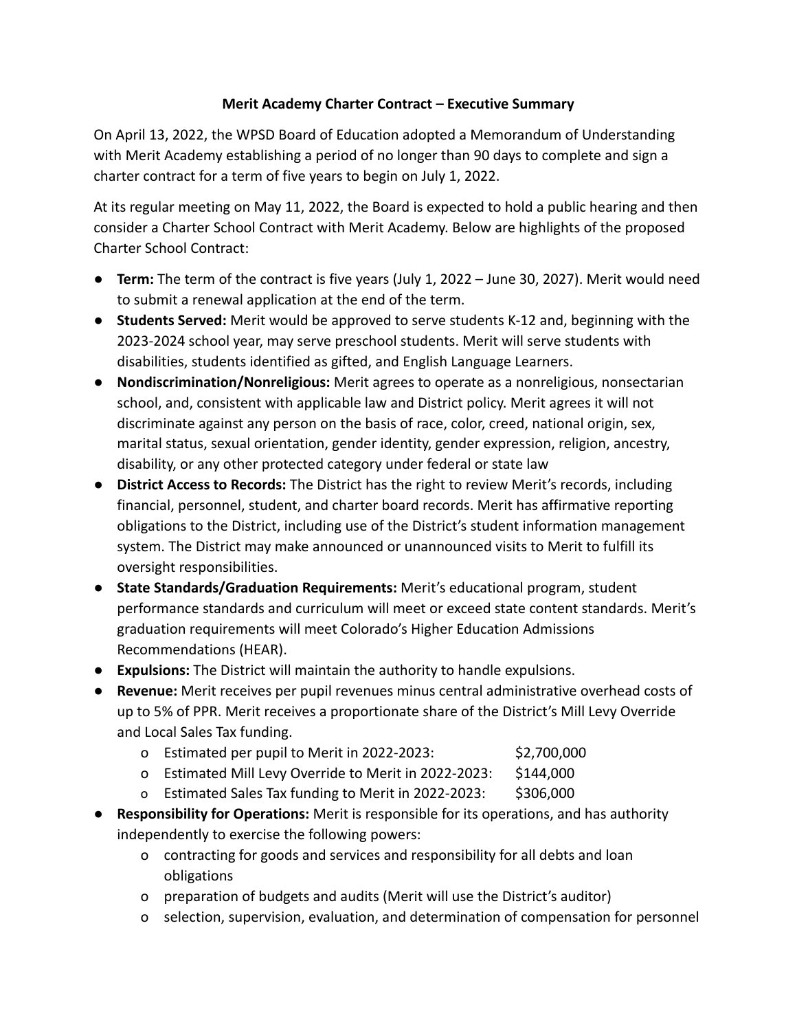**Merit Academy Charter Contract – Executive Summary**

On April 13, 2022, the WPSD Board of Education adopted a Memorandum of Understanding with Merit Academy establishing a period of no longer than 90 days to complete and sign a charter contract for a term of five years to begin on July 1, 2022.

At its regular meeting on May 11, 2022, the Board is expected to hold a public hearing and then consider a Charter School Contract with Merit Academy. Below are highlights of the proposed Charter School Contract:

- **Term:** The term of the contract is five years (July 1, 2022 – June 30, 2027). Merit would need to submit a renewal application at the end of the term.
- **Students Served:** Merit would be approved to serve students K-12 and, beginning with the 2023-2024 school year, may serve preschool students. Merit will serve students with disabilities, students identified as gifted, and English Language Learners.
- **Nondiscrimination/Nonreligious:** Merit agrees to operate as a nonreligious, nonsectarian school, and, consistent with applicable law and District policy. Merit agrees it will not discriminate against any person on the basis of race, color, creed, national origin, sex, marital status, sexual orientation, gender identity, gender expression, religion, ancestry, disability, or any other protected category under federal or state law
- **District Access to Records:** The District has the right to review Merit's records, including financial, personnel, student, and charter board records. Merit has affirmative reporting obligations to the District, including use of the District's student information management system. The District may make announced or unannounced visits to Merit to fulfill its oversight responsibilities.
- **State Standards/Graduation Requirements:** Merit's educational program, student performance standards and curriculum will meet or exceed state content standards. Merit's graduation requirements will meet Colorado's Higher Education Admissions Recommendations (HEAR).
- **Expulsions:** The District will maintain the authority to handle expulsions.
- **Revenue:** Merit receives per pupil revenues minus central administrative overhead costs of up to 5% of PPR. Merit receives a proportionate share of the District's Mill Levy Override and Local Sales Tax funding.
  - Estimated per pupil to Merit in 2022-2023: $2,700,000
  - Estimated Mill Levy Override to Merit in 2022-2023: $144,000
  - Estimated Sales Tax funding to Merit in 2022-2023: $306,000
- **Responsibility for Operations:** Merit is responsible for its operations, and has authority independently to exercise the following powers:
  - contracting for goods and services and responsibility for all debts and loan obligations
  - preparation of budgets and audits (Merit will use the District's auditor)
  - selection, supervision, evaluation, and determination of compensation for personnel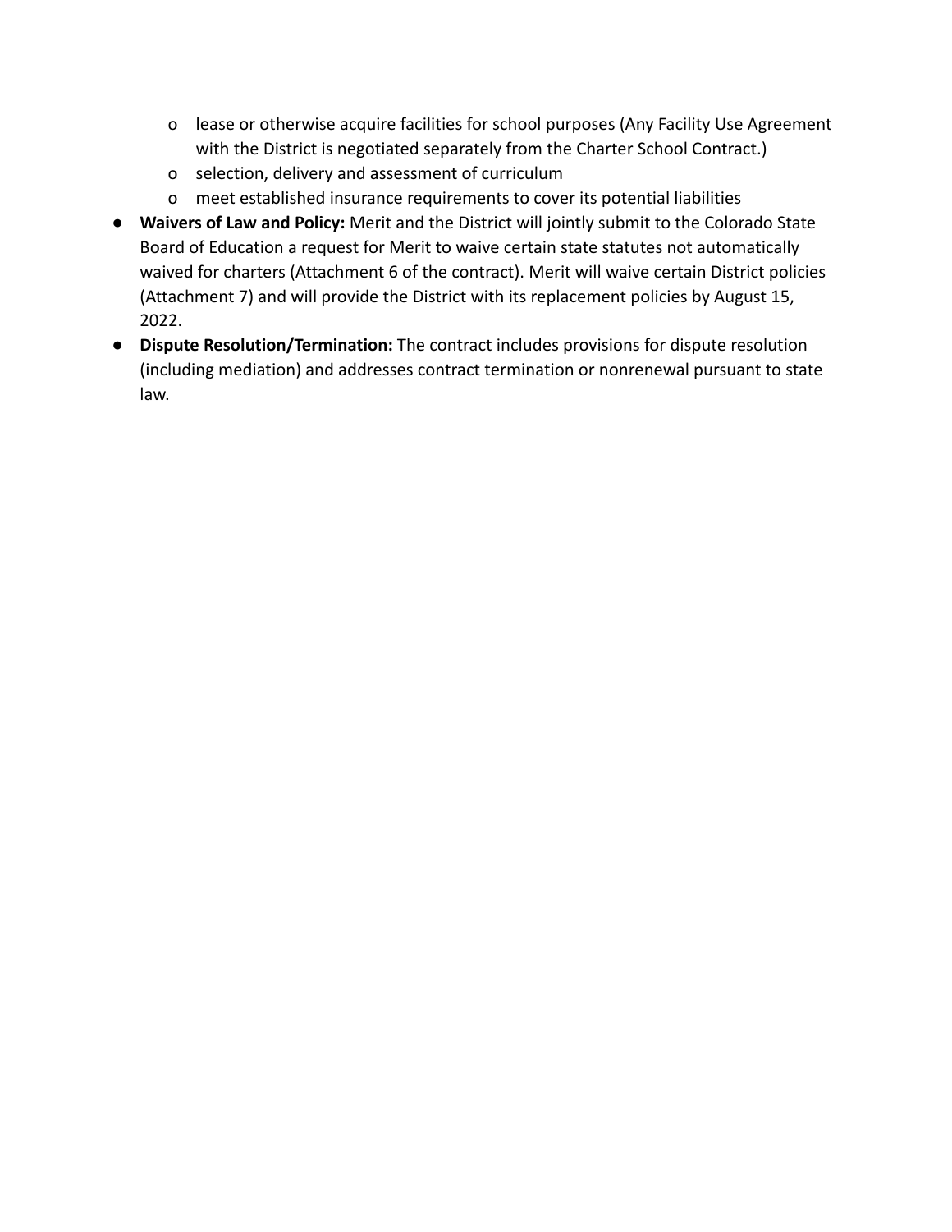- lease or otherwise acquire facilities for school purposes (Any Facility Use Agreement with the District is negotiated separately from the Charter School Contract.)
    - selection, delivery and assessment of curriculum
    - meet established insurance requirements to cover its potential liabilities
- **Waivers of Law and Policy:** Merit and the District will jointly submit to the Colorado State Board of Education a request for Merit to waive certain state statutes not automatically waived for charters (Attachment 6 of the contract). Merit will waive certain District policies (Attachment 7) and will provide the District with its replacement policies by August 15, 2022.
- **Dispute Resolution/Termination:** The contract includes provisions for dispute resolution (including mediation) and addresses contract termination or nonrenewal pursuant to state law.